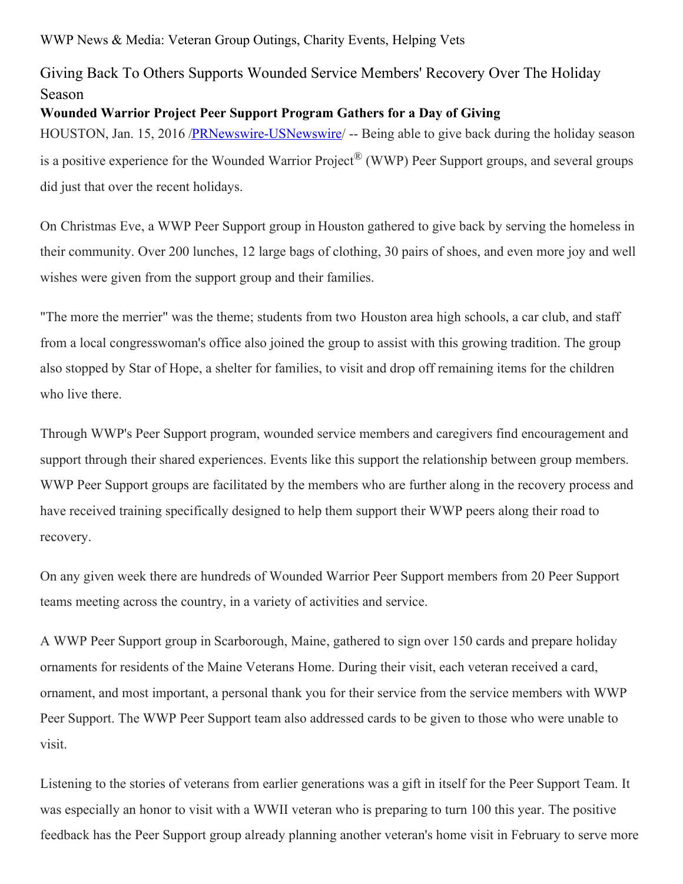WWP News & Media: Veteran Group Outings, Charity Events, Helping Vets

# Giving Back To Others Supports Wounded Service Members' Recovery Over The Holiday Season

**Wounded Warrior Project Peer Support Program Gathers for a Day of Giving**

HOUSTON, Jan. 15, 2016 /PRNewswire-USNewswire/ -- Being able to give back during the holiday season is a positive experience for the Wounded Warrior Project® (WWP) Peer Support groups, and several groups did just that over the recent holidays.

On Christmas Eve, a WWP Peer Support group in Houston gathered to give back by serving the homeless in their community. Over 200 lunches, 12 large bags of clothing, 30 pairs of shoes, and even more joy and well wishes were given from the support group and their families.

"The more the merrier" was the theme; students from two Houston area high schools, a car club, and staff from a local congresswoman's office also joined the group to assist with this growing tradition. The group also stopped by Star of Hope, a shelter for families, to visit and drop off remaining items for the children who live there.

Through WWP's Peer Support program, wounded service members and caregivers find encouragement and support through their shared experiences. Events like this support the relationship between group members. WWP Peer Support groups are facilitated by the members who are further along in the recovery process and have received training specifically designed to help them support their WWP peers along their road to recovery.

On any given week there are hundreds of Wounded Warrior Peer Support members from 20 Peer Support teams meeting across the country, in a variety of activities and service.

A WWP Peer Support group in Scarborough, Maine, gathered to sign over 150 cards and prepare holiday ornaments for residents of the Maine Veterans Home. During their visit, each veteran received a card, ornament, and most important, a personal thank you for their service from the service members with WWP Peer Support. The WWP Peer Support team also addressed cards to be given to those who were unable to visit.

Listening to the stories of veterans from earlier generations was a gift in itself for the Peer Support Team. It was especially an honor to visit with a WWII veteran who is preparing to turn 100 this year. The positive feedback has the Peer Support group already planning another veteran's home visit in February to serve more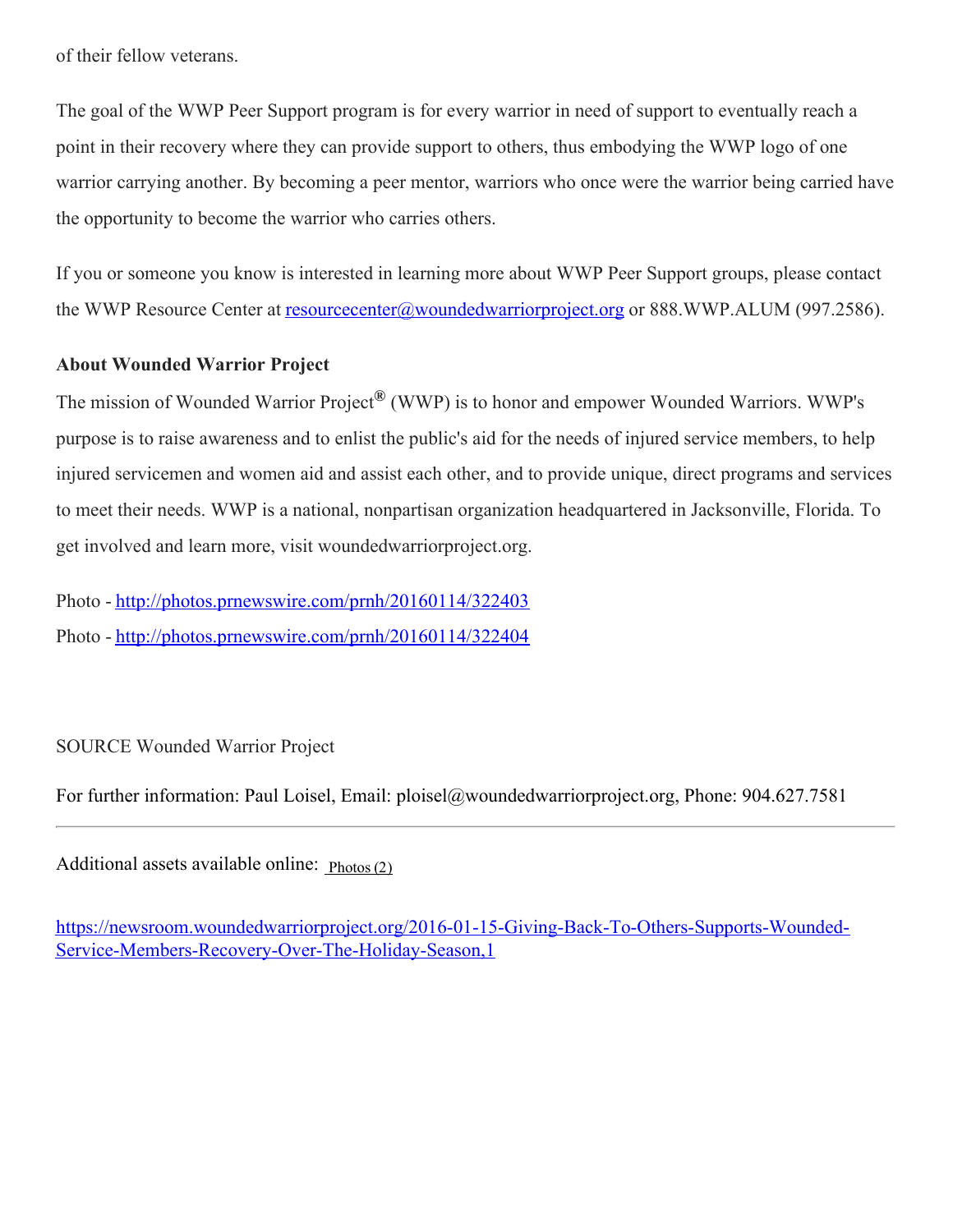of their fellow veterans.

The goal of the WWP Peer Support program is for every warrior in need of support to eventually reach a point in their recovery where they can provide support to others, thus embodying the WWP logo of one warrior carrying another. By becoming a peer mentor, warriors who once were the warrior being carried have the opportunity to become the warrior who carries others.

If you or someone you know is interested in learning more about WWP Peer Support groups, please contact the WWP Resource Center at [resourcecenter@woundedwarriorproject.org](mailto:resourcecenter@woundedwarriorproject.org) or 888.WWP.ALUM (997.2586).

**About Wounded Warrior Project**

The mission of Wounded Warrior Project® (WWP) is to honor and empower Wounded Warriors. WWP's purpose is to raise awareness and to enlist the public's aid for the needs of injured service members, to help injured servicemen and women aid and assist each other, and to provide unique, direct programs and services to meet their needs. WWP is a national, nonpartisan organization headquartered in Jacksonville, Florida. To get involved and learn more, visit woundedwarriorproject.org.

Photo - [http://photos.prnewswire.com/prnh/20160114/322403](http://photos.prnewswire.com/prnh/20160114/322403)
Photo - [http://photos.prnewswire.com/prnh/20160114/322404](http://photos.prnewswire.com/prnh/20160114/322404)

SOURCE Wounded Warrior Project

For further information: Paul Loisel, Email: ploisel@woundedwarriorproject.org, Phone: 904.627.7581

---

Additional assets available online: Photos (2)

[https://newsroom.woundedwarriorproject.org/2016-01-15-Giving-Back-To-Others-Supports-Wounded-Service-Members-Recovery-Over-The-Holiday-Season,1](https://newsroom.woundedwarriorproject.org/2016-01-15-Giving-Back-To-Others-Supports-Wounded-Service-Members-Recovery-Over-The-Holiday-Season,1)